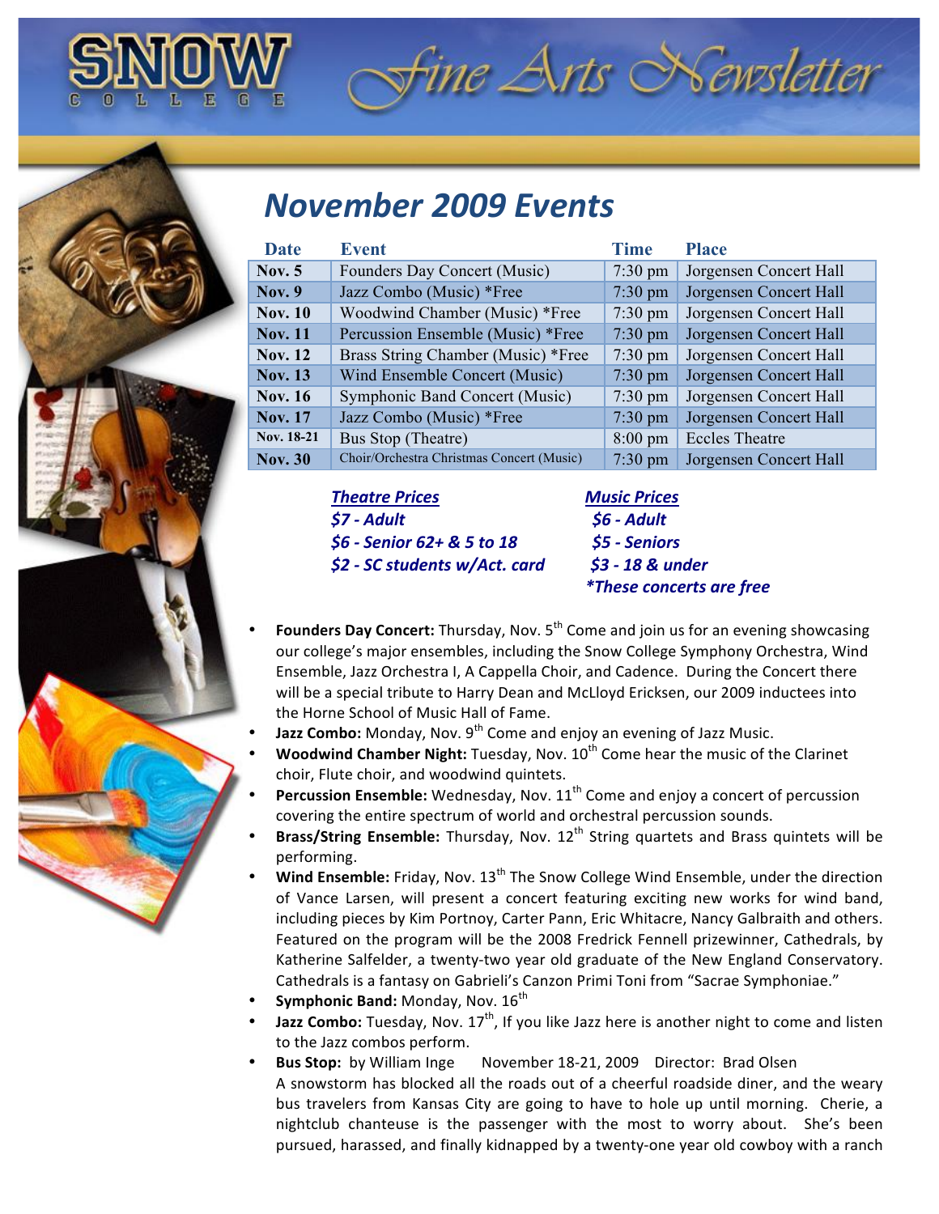# SNOW COLLEGE Fine Arts Newsletter

## November 2009 Events

| Date | Event | Time | Place |
|---|---|---|---|
| Nov. 5 | Founders Day Concert (Music) | 7:30 pm | Jorgensen Concert Hall |
| Nov. 9 | Jazz Combo (Music) *Free | 7:30 pm | Jorgensen Concert Hall |
| Nov. 10 | Woodwind Chamber (Music) *Free | 7:30 pm | Jorgensen Concert Hall |
| Nov. 11 | Percussion Ensemble (Music) *Free | 7:30 pm | Jorgensen Concert Hall |
| Nov. 12 | Brass String Chamber (Music) *Free | 7:30 pm | Jorgensen Concert Hall |
| Nov. 13 | Wind Ensemble Concert (Music) | 7:30 pm | Jorgensen Concert Hall |
| Nov. 16 | Symphonic Band Concert (Music) | 7:30 pm | Jorgensen Concert Hall |
| Nov. 17 | Jazz Combo (Music) *Free | 7:30 pm | Jorgensen Concert Hall |
| Nov. 18-21 | Bus Stop (Theatre) | 8:00 pm | Eccles Theatre |
| Nov. 30 | Choir/Orchestra Christmas Concert (Music) | 7:30 pm | Jorgensen Concert Hall |

***Theatre Prices***
*$7 - Adult*
*$6 - Senior 62+ & 5 to 18*
*$2 - SC students w/Act. card*

***Music Prices***
*$6 - Adult*
*$5 - Seniors*
*$3 - 18 & under*
**These concerts are free*

- **Founders Day Concert:** Thursday, Nov. 5th Come and join us for an evening showcasing our college's major ensembles, including the Snow College Symphony Orchestra, Wind Ensemble, Jazz Orchestra I, A Cappella Choir, and Cadence. During the Concert there will be a special tribute to Harry Dean and McLloyd Ericksen, our 2009 inductees into the Horne School of Music Hall of Fame.
- **Jazz Combo:** Monday, Nov. 9th Come and enjoy an evening of Jazz Music.
- **Woodwind Chamber Night:** Tuesday, Nov. 10th Come hear the music of the Clarinet choir, Flute choir, and woodwind quintets.
- **Percussion Ensemble:** Wednesday, Nov. 11th Come and enjoy a concert of percussion covering the entire spectrum of world and orchestral percussion sounds.
- **Brass/String Ensemble:** Thursday, Nov. 12th String quartets and Brass quintets will be performing.
- **Wind Ensemble:** Friday, Nov. 13th The Snow College Wind Ensemble, under the direction of Vance Larsen, will present a concert featuring exciting new works for wind band, including pieces by Kim Portnoy, Carter Pann, Eric Whitacre, Nancy Galbraith and others. Featured on the program will be the 2008 Fredrick Fennell prizewinner, Cathedrals, by Katherine Salfelder, a twenty-two year old graduate of the New England Conservatory. Cathedrals is a fantasy on Gabrieli's Canzon Primi Toni from "Sacrae Symphoniae."
- **Symphonic Band:** Monday, Nov. 16th
- **Jazz Combo:** Tuesday, Nov. 17th, If you like Jazz here is another night to come and listen to the Jazz combos perform.
- **Bus Stop:** by William Inge November 18-21, 2009 Director: Brad Olsen
  A snowstorm has blocked all the roads out of a cheerful roadside diner, and the weary bus travelers from Kansas City are going to have to hole up until morning. Cherie, a nightclub chanteuse is the passenger with the most to worry about. She's been pursued, harassed, and finally kidnapped by a twenty-one year old cowboy with a ranch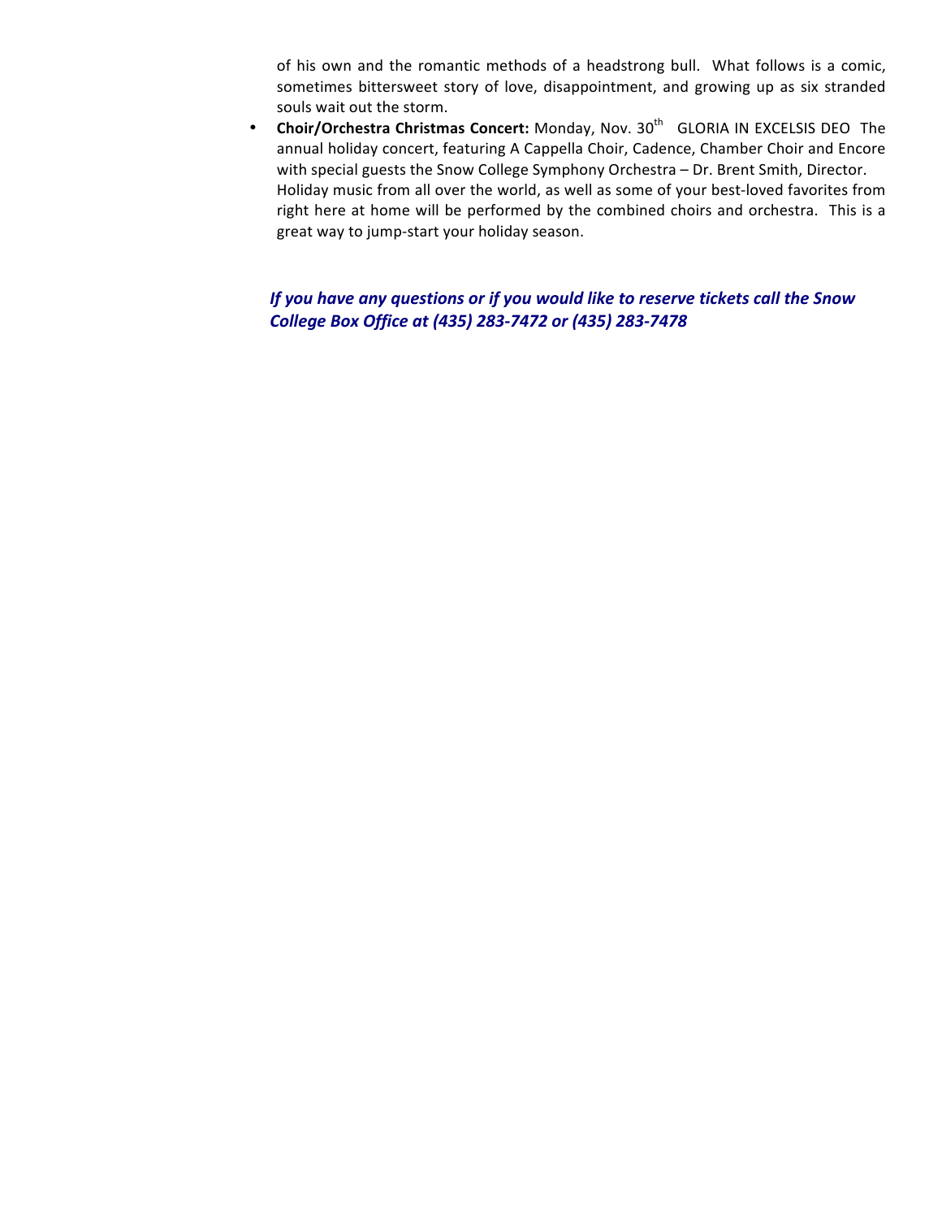of his own and the romantic methods of a headstrong bull. What follows is a comic, sometimes bittersweet story of love, disappointment, and growing up as six stranded souls wait out the storm.

- **Choir/Orchestra Christmas Concert:** Monday, Nov. 30th GLORIA IN EXCELSIS DEO The annual holiday concert, featuring A Cappella Choir, Cadence, Chamber Choir and Encore with special guests the Snow College Symphony Orchestra – Dr. Brent Smith, Director. Holiday music from all over the world, as well as some of your best-loved favorites from right here at home will be performed by the combined choirs and orchestra. This is a great way to jump-start your holiday season.

***If you have any questions or if you would like to reserve tickets call the Snow College Box Office at (435) 283-7472 or (435) 283-7478***